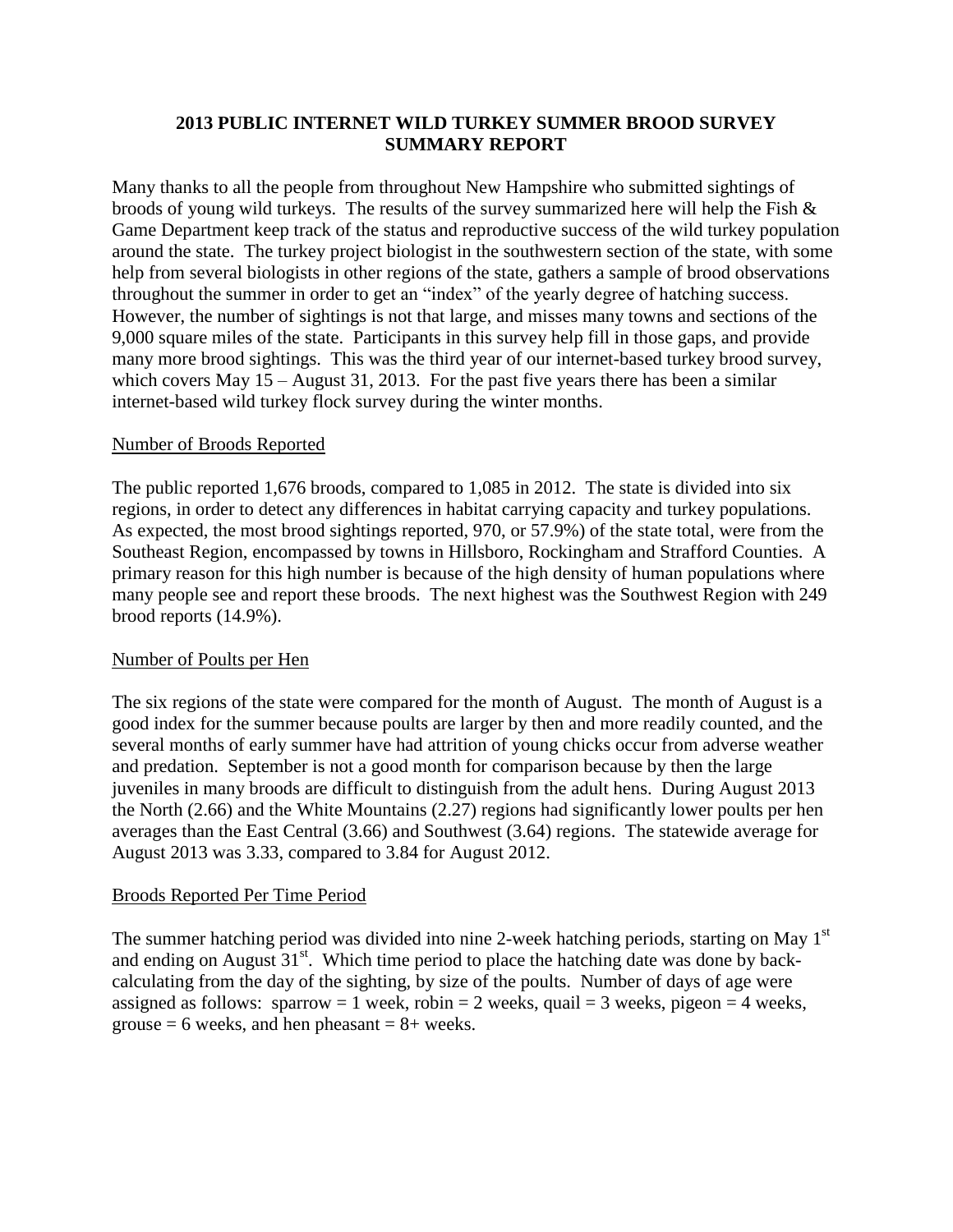# 2013 PUBLIC INTERNET WILD TURKEY SUMMER BROOD SURVEY SUMMARY REPORT

Many thanks to all the people from throughout New Hampshire who submitted sightings of broods of young wild turkeys. The results of the survey summarized here will help the Fish & Game Department keep track of the status and reproductive success of the wild turkey population around the state. The turkey project biologist in the southwestern section of the state, with some help from several biologists in other regions of the state, gathers a sample of brood observations throughout the summer in order to get an "index" of the yearly degree of hatching success. However, the number of sightings is not that large, and misses many towns and sections of the 9,000 square miles of the state. Participants in this survey help fill in those gaps, and provide many more brood sightings. This was the third year of our internet-based turkey brood survey, which covers May 15 – August 31, 2013. For the past five years there has been a similar internet-based wild turkey flock survey during the winter months.

## Number of Broods Reported

The public reported 1,676 broods, compared to 1,085 in 2012. The state is divided into six regions, in order to detect any differences in habitat carrying capacity and turkey populations. As expected, the most brood sightings reported, 970, or 57.9%) of the state total, were from the Southeast Region, encompassed by towns in Hillsboro, Rockingham and Strafford Counties. A primary reason for this high number is because of the high density of human populations where many people see and report these broods. The next highest was the Southwest Region with 249 brood reports (14.9%).

## Number of Poults per Hen

The six regions of the state were compared for the month of August. The month of August is a good index for the summer because poults are larger by then and more readily counted, and the several months of early summer have had attrition of young chicks occur from adverse weather and predation. September is not a good month for comparison because by then the large juveniles in many broods are difficult to distinguish from the adult hens. During August 2013 the North (2.66) and the White Mountains (2.27) regions had significantly lower poults per hen averages than the East Central (3.66) and Southwest (3.64) regions. The statewide average for August 2013 was 3.33, compared to 3.84 for August 2012.

## Broods Reported Per Time Period

The summer hatching period was divided into nine 2-week hatching periods, starting on May 1st and ending on August 31st. Which time period to place the hatching date was done by back-calculating from the day of the sighting, by size of the poults. Number of days of age were assigned as follows: sparrow = 1 week, robin = 2 weeks, quail = 3 weeks, pigeon = 4 weeks, grouse = 6 weeks, and hen pheasant = 8+ weeks.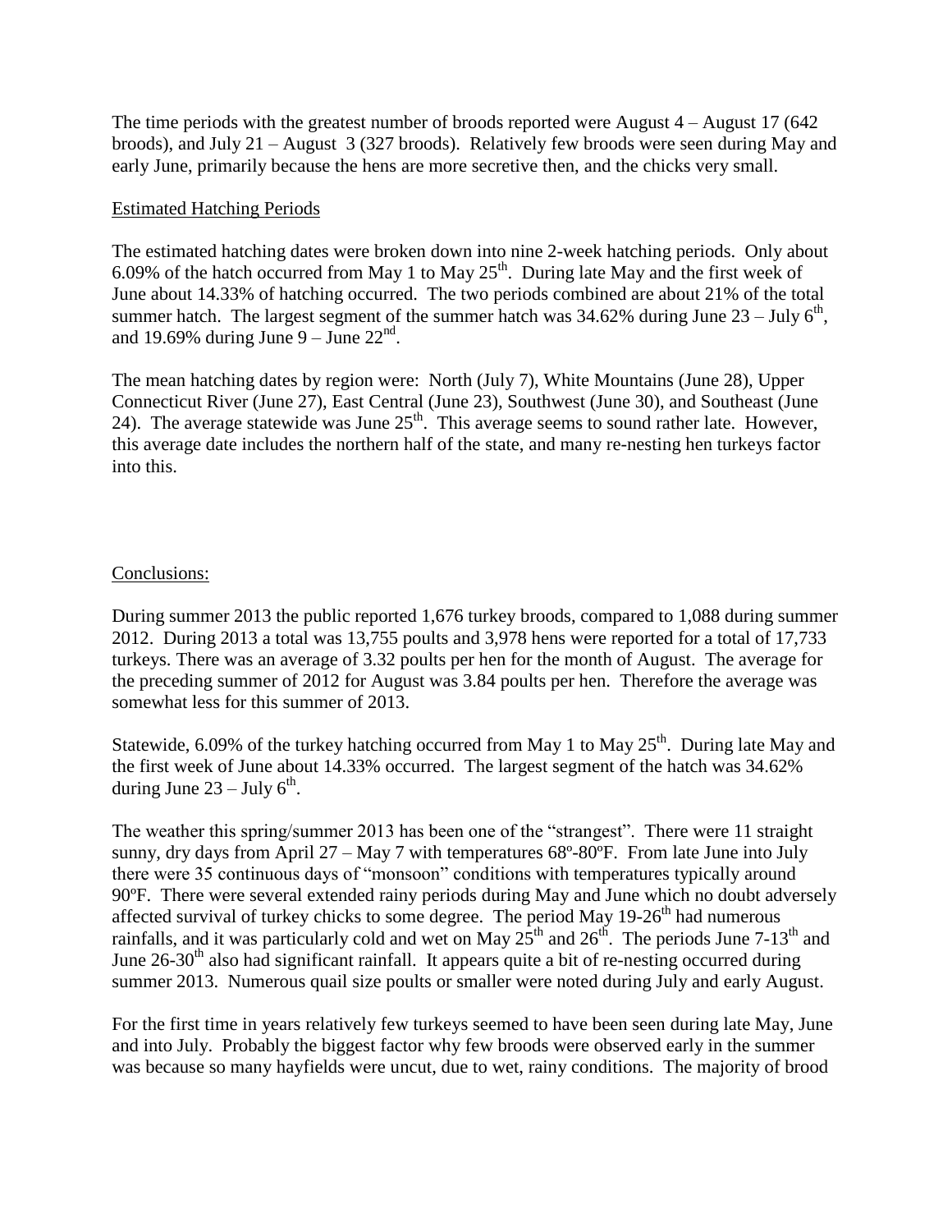The time periods with the greatest number of broods reported were August 4 – August 17 (642 broods), and July 21 – August 3 (327 broods). Relatively few broods were seen during May and early June, primarily because the hens are more secretive then, and the chicks very small.

## Estimated Hatching Periods

The estimated hatching dates were broken down into nine 2-week hatching periods. Only about 6.09% of the hatch occurred from May 1 to May 25th. During late May and the first week of June about 14.33% of hatching occurred. The two periods combined are about 21% of the total summer hatch. The largest segment of the summer hatch was 34.62% during June 23 – July 6th, and 19.69% during June 9 – June 22nd.

The mean hatching dates by region were: North (July 7), White Mountains (June 28), Upper Connecticut River (June 27), East Central (June 23), Southwest (June 30), and Southeast (June 24). The average statewide was June 25th. This average seems to sound rather late. However, this average date includes the northern half of the state, and many re-nesting hen turkeys factor into this.

## Conclusions:

During summer 2013 the public reported 1,676 turkey broods, compared to 1,088 during summer 2012. During 2013 a total was 13,755 poults and 3,978 hens were reported for a total of 17,733 turkeys. There was an average of 3.32 poults per hen for the month of August. The average for the preceding summer of 2012 for August was 3.84 poults per hen. Therefore the average was somewhat less for this summer of 2013.

Statewide, 6.09% of the turkey hatching occurred from May 1 to May 25th. During late May and the first week of June about 14.33% occurred. The largest segment of the hatch was 34.62% during June 23 – July 6th.

The weather this spring/summer 2013 has been one of the "strangest". There were 11 straight sunny, dry days from April 27 – May 7 with temperatures 68ºF-80ºF. From late June into July there were 35 continuous days of "monsoon" conditions with temperatures typically around 90ºF. There were several extended rainy periods during May and June which no doubt adversely affected survival of turkey chicks to some degree. The period May 19-26th had numerous rainfalls, and it was particularly cold and wet on May 25th and 26th. The periods June 7-13th and June 26-30th also had significant rainfall. It appears quite a bit of re-nesting occurred during summer 2013. Numerous quail size poults or smaller were noted during July and early August.

For the first time in years relatively few turkeys seemed to have been seen during late May, June and into July. Probably the biggest factor why few broods were observed early in the summer was because so many hayfields were uncut, due to wet, rainy conditions. The majority of brood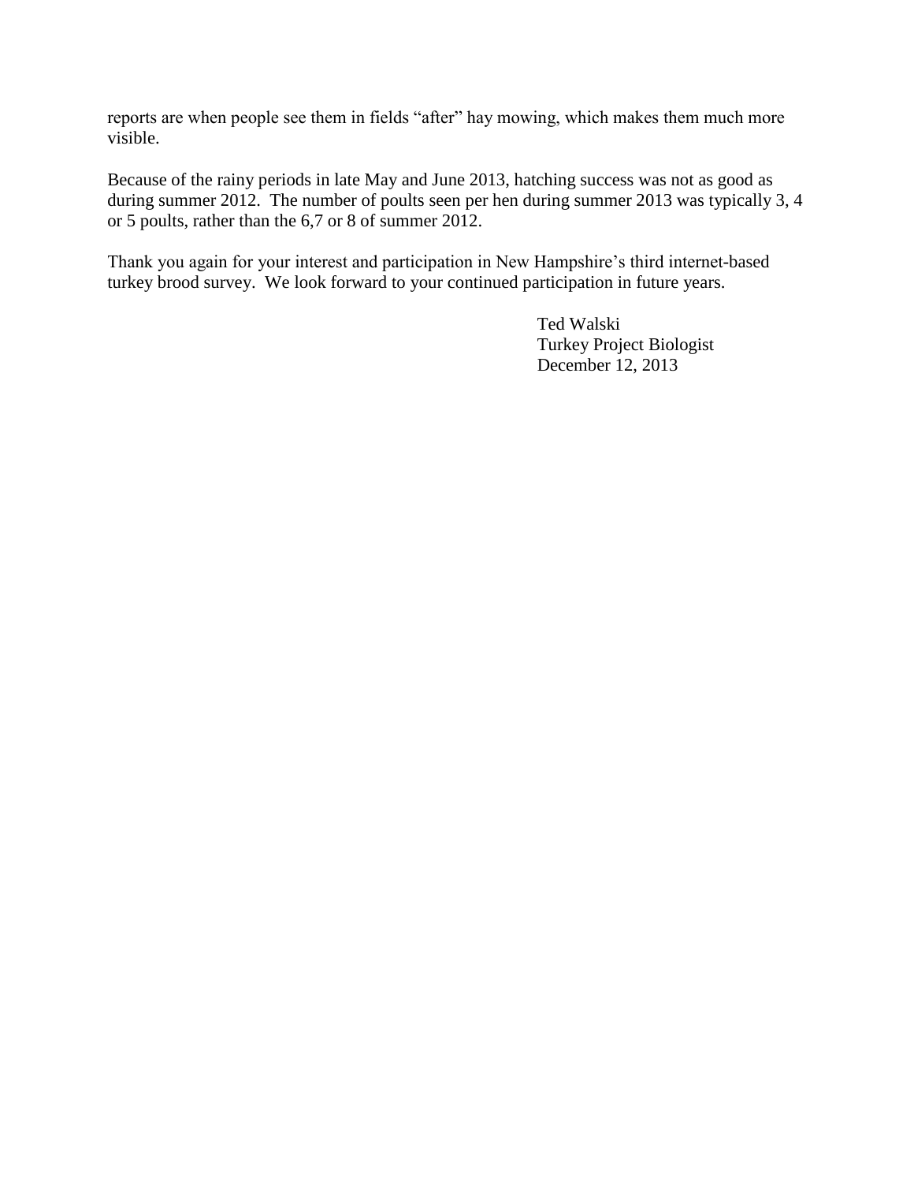reports are when people see them in fields "after" hay mowing, which makes them much more visible.

Because of the rainy periods in late May and June 2013, hatching success was not as good as during summer 2012. The number of poults seen per hen during summer 2013 was typically 3, 4 or 5 poults, rather than the 6,7 or 8 of summer 2012.

Thank you again for your interest and participation in New Hampshire's third internet-based turkey brood survey. We look forward to your continued participation in future years.

Ted Walski
Turkey Project Biologist
December 12, 2013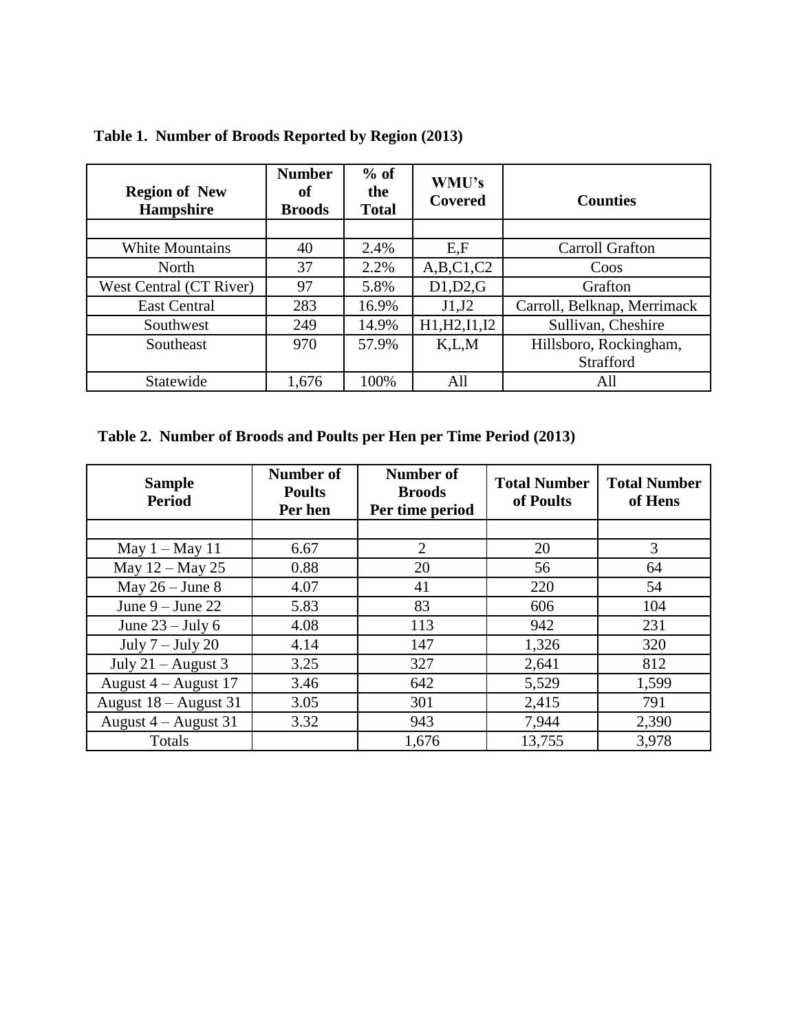**Table 1. Number of Broods Reported by Region (2013)**

| Region of New Hampshire | Number of Broods | % of the Total | WMU's Covered | Counties |
|---|---|---|---|---|
| | | | | |
| White Mountains | 40 | 2.4% | E,F | Carroll Grafton |
| North | 37 | 2.2% | A,B,C1,C2 | Coos |
| West Central (CT River) | 97 | 5.8% | D1,D2,G | Grafton |
| East Central | 283 | 16.9% | J1,J2 | Carroll, Belknap, Merrimack |
| Southwest | 249 | 14.9% | H1,H2,I1,I2 | Sullivan, Cheshire |
| Southeast | 970 | 57.9% | K,L,M | Hillsboro, Rockingham, Strafford |
| Statewide | 1,676 | 100% | All | All |

**Table 2. Number of Broods and Poults per Hen per Time Period (2013)**

| Sample Period | Number of Poults Per hen | Number of Broods Per time period | Total Number of Poults | Total Number of Hens |
|---|---|---|---|---|
| | | | | |
| May 1 – May 11 | 6.67 | 2 | 20 | 3 |
| May 12 – May 25 | 0.88 | 20 | 56 | 64 |
| May 26 – June 8 | 4.07 | 41 | 220 | 54 |
| June 9 – June 22 | 5.83 | 83 | 606 | 104 |
| June 23 – July 6 | 4.08 | 113 | 942 | 231 |
| July 7 – July 20 | 4.14 | 147 | 1,326 | 320 |
| July 21 – August 3 | 3.25 | 327 | 2,641 | 812 |
| August 4 – August 17 | 3.46 | 642 | 5,529 | 1,599 |
| August 18 – August 31 | 3.05 | 301 | 2,415 | 791 |
| August 4 – August 31 | 3.32 | 943 | 7,944 | 2,390 |
| Totals | | 1,676 | 13,755 | 3,978 |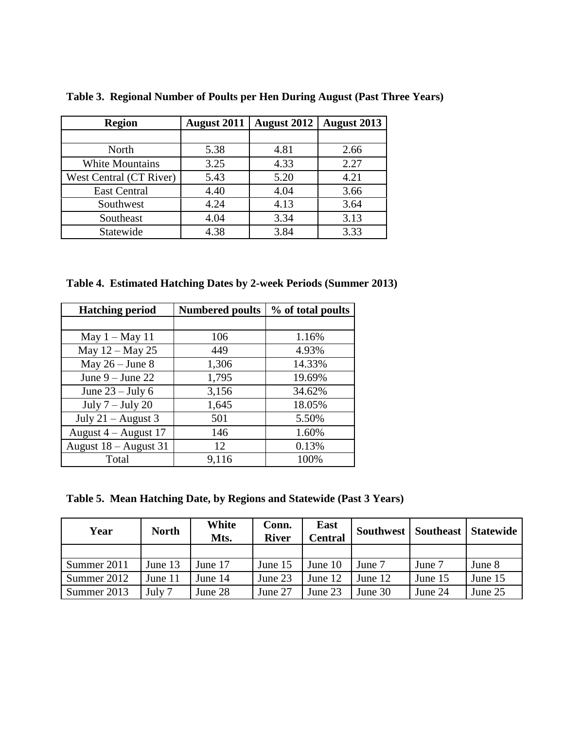**Table 3. Regional Number of Poults per Hen During August (Past Three Years)**

| Region | August 2011 | August 2012 | August 2013 |
|---|---|---|---|
| | | | |
| North | 5.38 | 4.81 | 2.66 |
| White Mountains | 3.25 | 4.33 | 2.27 |
| West Central (CT River) | 5.43 | 5.20 | 4.21 |
| East Central | 4.40 | 4.04 | 3.66 |
| Southwest | 4.24 | 4.13 | 3.64 |
| Southeast | 4.04 | 3.34 | 3.13 |
| Statewide | 4.38 | 3.84 | 3.33 |

**Table 4. Estimated Hatching Dates by 2-week Periods (Summer 2013)**

| Hatching period | Numbered poults | % of total poults |
|---|---|---|
| | | |
| May 1 – May 11 | 106 | 1.16% |
| May 12 – May 25 | 449 | 4.93% |
| May 26 – June 8 | 1,306 | 14.33% |
| June 9 – June 22 | 1,795 | 19.69% |
| June 23 – July 6 | 3,156 | 34.62% |
| July 7 – July 20 | 1,645 | 18.05% |
| July 21 – August 3 | 501 | 5.50% |
| August 4 – August 17 | 146 | 1.60% |
| August 18 – August 31 | 12 | 0.13% |
| Total | 9,116 | 100% |

**Table 5. Mean Hatching Date, by Regions and Statewide (Past 3 Years)**

| Year | North | White Mts. | Conn. River | East Central | Southwest | Southeast | Statewide |
|---|---|---|---|---|---|---|---|
| | | | | | | | |
| Summer 2011 | June 13 | June 17 | June 15 | June 10 | June 7 | June 7 | June 8 |
| Summer 2012 | June 11 | June 14 | June 23 | June 12 | June 12 | June 15 | June 15 |
| Summer 2013 | July 7 | June 28 | June 27 | June 23 | June 30 | June 24 | June 25 |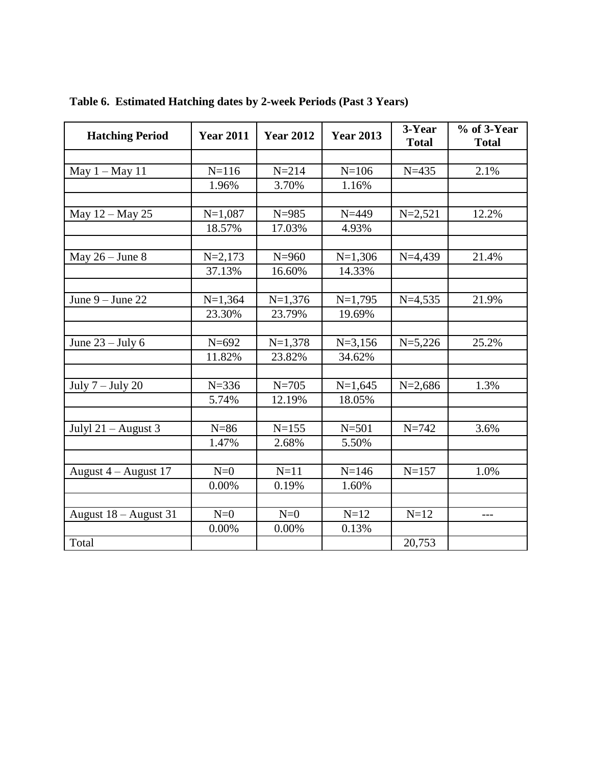**Table 6. Estimated Hatching dates by 2-week Periods (Past 3 Years)**

| Hatching Period | Year 2011 | Year 2012 | Year 2013 | 3-Year Total | % of 3-Year Total |
|---|---|---|---|---|---|
| | | | | | |
| May 1 – May 11 | N=116 | N=214 | N=106 | N=435 | 2.1% |
| | 1.96% | 3.70% | 1.16% | | |
| | | | | | |
| May 12 – May 25 | N=1,087 | N=985 | N=449 | N=2,521 | 12.2% |
| | 18.57% | 17.03% | 4.93% | | |
| | | | | | |
| May 26 – June 8 | N=2,173 | N=960 | N=1,306 | N=4,439 | 21.4% |
| | 37.13% | 16.60% | 14.33% | | |
| | | | | | |
| June 9 – June 22 | N=1,364 | N=1,376 | N=1,795 | N=4,535 | 21.9% |
| | 23.30% | 23.79% | 19.69% | | |
| | | | | | |
| June 23 – July 6 | N=692 | N=1,378 | N=3,156 | N=5,226 | 25.2% |
| | 11.82% | 23.82% | 34.62% | | |
| | | | | | |
| July 7 – July 20 | N=336 | N=705 | N=1,645 | N=2,686 | 1.3% |
| | 5.74% | 12.19% | 18.05% | | |
| | | | | | |
| Julyl 21 – August 3 | N=86 | N=155 | N=501 | N=742 | 3.6% |
| | 1.47% | 2.68% | 5.50% | | |
| | | | | | |
| August 4 – August 17 | N=0 | N=11 | N=146 | N=157 | 1.0% |
| | 0.00% | 0.19% | 1.60% | | |
| | | | | | |
| August 18 – August 31 | N=0 | N=0 | N=12 | N=12 | --- |
| | 0.00% | 0.00% | 0.13% | | |
| Total | | | | 20,753 | |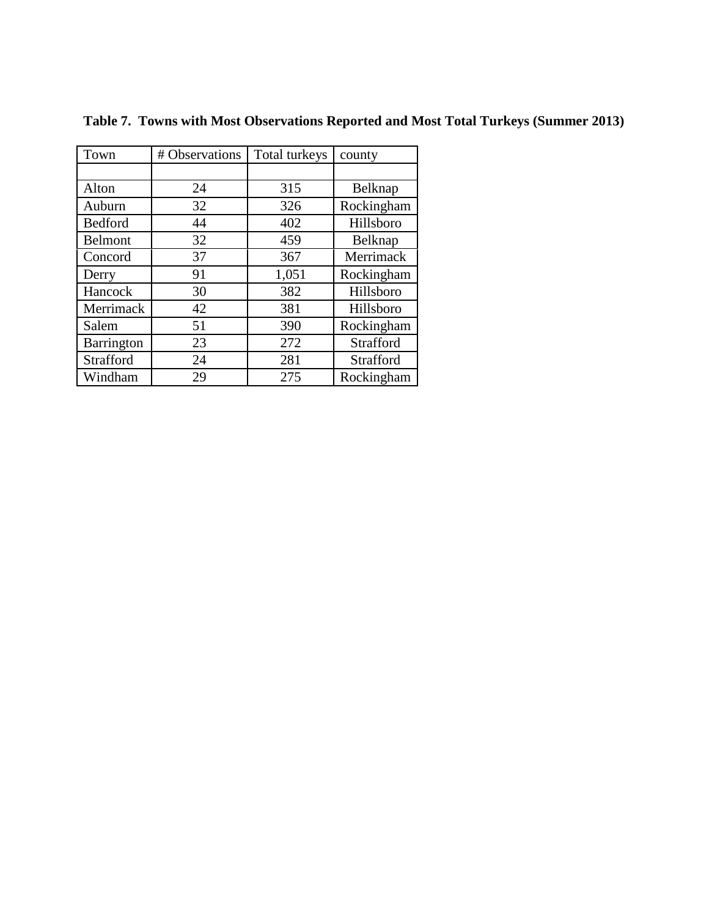**Table 7. Towns with Most Observations Reported and Most Total Turkeys (Summer 2013)**

| Town | # Observations | Total turkeys | county |
|---|---|---|---|
| | | | |
| Alton | 24 | 315 | Belknap |
| Auburn | 32 | 326 | Rockingham |
| Bedford | 44 | 402 | Hillsboro |
| Belmont | 32 | 459 | Belknap |
| Concord | 37 | 367 | Merrimack |
| Derry | 91 | 1,051 | Rockingham |
| Hancock | 30 | 382 | Hillsboro |
| Merrimack | 42 | 381 | Hillsboro |
| Salem | 51 | 390 | Rockingham |
| Barrington | 23 | 272 | Strafford |
| Strafford | 24 | 281 | Strafford |
| Windham | 29 | 275 | Rockingham |